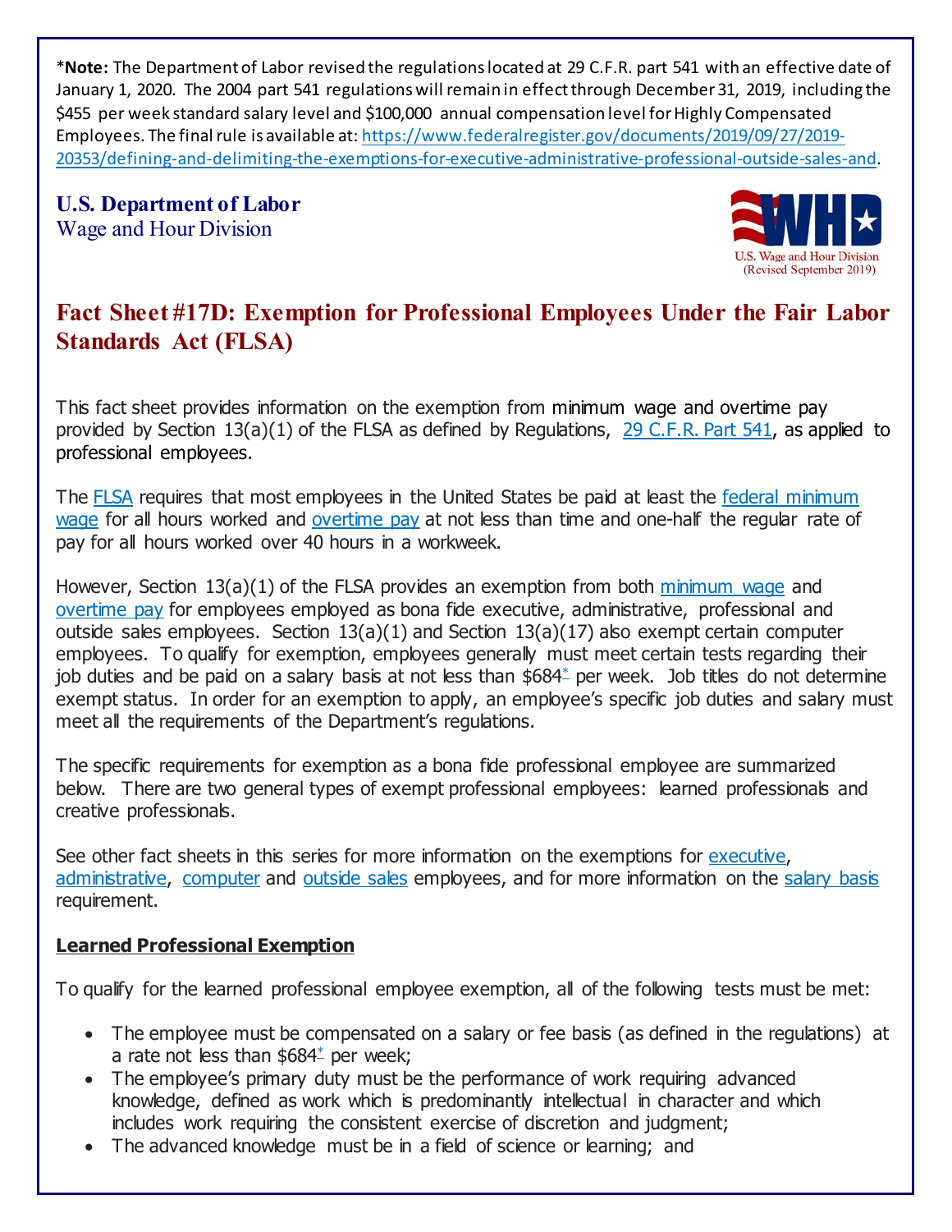*__Note:__ The Department of Labor revised the regulations located at 29 C.F.R. part 541 with an effective date of January 1, 2020. The 2004 part 541 regulations will remain in effect through December 31, 2019, including the $455 per week standard salary level and $100,000 annual compensation level for Highly Compensated Employees. The final rule is available at: https://www.federalregister.gov/documents/2019/09/27/2019-20353/defining-and-delimiting-the-exemptions-for-executive-administrative-professional-outside-sales-and.

**U.S. Department of Labor**
Wage and Hour Division

U.S. Wage and Hour Division
(Revised September 2019)

# Fact Sheet #17D: Exemption for Professional Employees Under the Fair Labor Standards Act (FLSA)

This fact sheet provides information on the exemption from minimum wage and overtime pay provided by Section 13(a)(1) of the FLSA as defined by Regulations, 29 C.F.R. Part 541, as applied to professional employees.

The FLSA requires that most employees in the United States be paid at least the federal minimum wage for all hours worked and overtime pay at not less than time and one-half the regular rate of pay for all hours worked over 40 hours in a workweek.

However, Section 13(a)(1) of the FLSA provides an exemption from both minimum wage and overtime pay for employees employed as bona fide executive, administrative, professional and outside sales employees. Section 13(a)(1) and Section 13(a)(17) also exempt certain computer employees. To qualify for exemption, employees generally must meet certain tests regarding their job duties and be paid on a salary basis at not less than $684* per week. Job titles do not determine exempt status. In order for an exemption to apply, an employee's specific job duties and salary must meet all the requirements of the Department's regulations.

The specific requirements for exemption as a bona fide professional employee are summarized below. There are two general types of exempt professional employees: learned professionals and creative professionals.

See other fact sheets in this series for more information on the exemptions for executive, administrative, computer and outside sales employees, and for more information on the salary basis requirement.

## Learned Professional Exemption

To qualify for the learned professional employee exemption, all of the following tests must be met:

- The employee must be compensated on a salary or fee basis (as defined in the regulations) at a rate not less than $684* per week;
- The employee's primary duty must be the performance of work requiring advanced knowledge, defined as work which is predominantly intellectual in character and which includes work requiring the consistent exercise of discretion and judgment;
- The advanced knowledge must be in a field of science or learning; and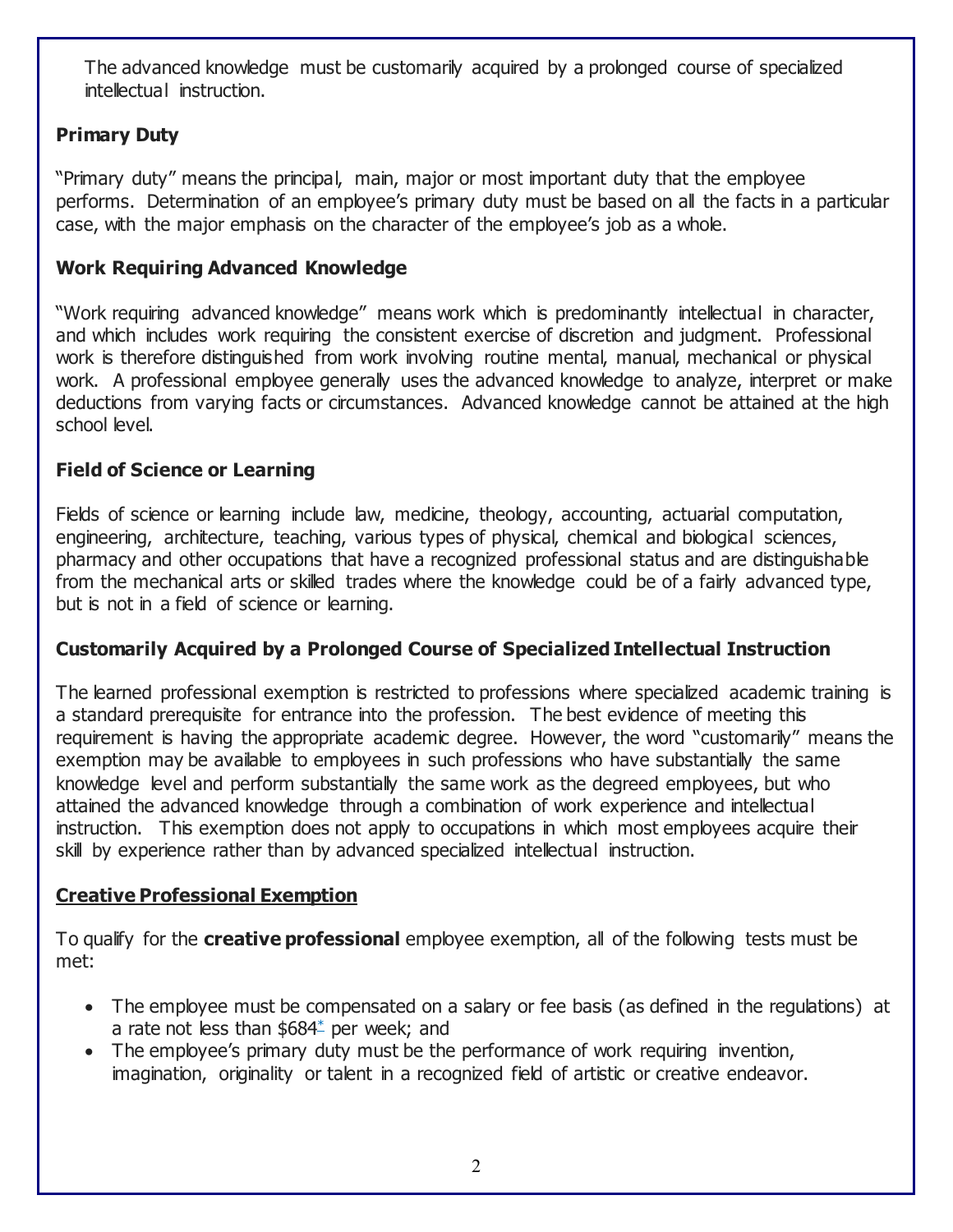The advanced knowledge must be customarily acquired by a prolonged course of specialized intellectual instruction.

### Primary Duty

"Primary duty" means the principal, main, major or most important duty that the employee performs. Determination of an employee's primary duty must be based on all the facts in a particular case, with the major emphasis on the character of the employee's job as a whole.

### Work Requiring Advanced Knowledge

"Work requiring advanced knowledge" means work which is predominantly intellectual in character, and which includes work requiring the consistent exercise of discretion and judgment. Professional work is therefore distinguished from work involving routine mental, manual, mechanical or physical work. A professional employee generally uses the advanced knowledge to analyze, interpret or make deductions from varying facts or circumstances. Advanced knowledge cannot be attained at the high school level.

### Field of Science or Learning

Fields of science or learning include law, medicine, theology, accounting, actuarial computation, engineering, architecture, teaching, various types of physical, chemical and biological sciences, pharmacy and other occupations that have a recognized professional status and are distinguishable from the mechanical arts or skilled trades where the knowledge could be of a fairly advanced type, but is not in a field of science or learning.

### Customarily Acquired by a Prolonged Course of Specialized Intellectual Instruction

The learned professional exemption is restricted to professions where specialized academic training is a standard prerequisite for entrance into the profession. The best evidence of meeting this requirement is having the appropriate academic degree. However, the word "customarily" means the exemption may be available to employees in such professions who have substantially the same knowledge level and perform substantially the same work as the degreed employees, but who attained the advanced knowledge through a combination of work experience and intellectual instruction. This exemption does not apply to occupations in which most employees acquire their skill by experience rather than by advanced specialized intellectual instruction.

### Creative Professional Exemption

To qualify for the **creative professional** employee exemption, all of the following tests must be met:

- The employee must be compensated on a salary or fee basis (as defined in the regulations) at a rate not less than $684* per week; and
- The employee's primary duty must be the performance of work requiring invention, imagination, originality or talent in a recognized field of artistic or creative endeavor.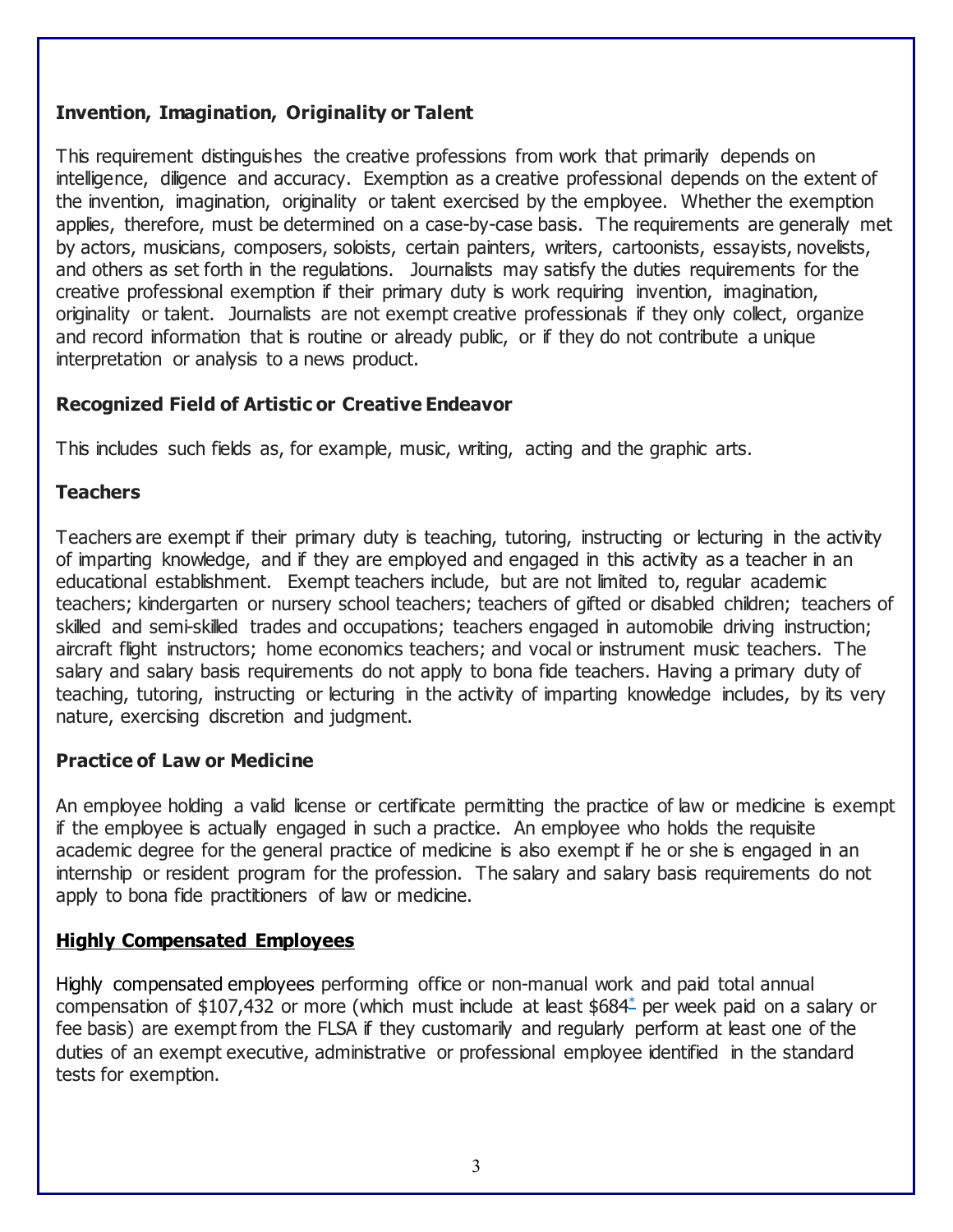### Invention, Imagination, Originality or Talent

This requirement distinguishes the creative professions from work that primarily depends on intelligence, diligence and accuracy. Exemption as a creative professional depends on the extent of the invention, imagination, originality or talent exercised by the employee. Whether the exemption applies, therefore, must be determined on a case-by-case basis. The requirements are generally met by actors, musicians, composers, soloists, certain painters, writers, cartoonists, essayists, novelists, and others as set forth in the regulations. Journalists may satisfy the duties requirements for the creative professional exemption if their primary duty is work requiring invention, imagination, originality or talent. Journalists are not exempt creative professionals if they only collect, organize and record information that is routine or already public, or if they do not contribute a unique interpretation or analysis to a news product.

### Recognized Field of Artistic or Creative Endeavor

This includes such fields as, for example, music, writing, acting and the graphic arts.

### Teachers

Teachers are exempt if their primary duty is teaching, tutoring, instructing or lecturing in the activity of imparting knowledge, and if they are employed and engaged in this activity as a teacher in an educational establishment. Exempt teachers include, but are not limited to, regular academic teachers; kindergarten or nursery school teachers; teachers of gifted or disabled children; teachers of skilled and semi-skilled trades and occupations; teachers engaged in automobile driving instruction; aircraft flight instructors; home economics teachers; and vocal or instrument music teachers. The salary and salary basis requirements do not apply to bona fide teachers. Having a primary duty of teaching, tutoring, instructing or lecturing in the activity of imparting knowledge includes, by its very nature, exercising discretion and judgment.

### Practice of Law or Medicine

An employee holding a valid license or certificate permitting the practice of law or medicine is exempt if the employee is actually engaged in such a practice. An employee who holds the requisite academic degree for the general practice of medicine is also exempt if he or she is engaged in an internship or resident program for the profession. The salary and salary basis requirements do not apply to bona fide practitioners of law or medicine.

### Highly Compensated Employees

Highly compensated employees performing office or non-manual work and paid total annual compensation of $107,432 or more (which must include at least $684* per week paid on a salary or fee basis) are exempt from the FLSA if they customarily and regularly perform at least one of the duties of an exempt executive, administrative or professional employee identified in the standard tests for exemption.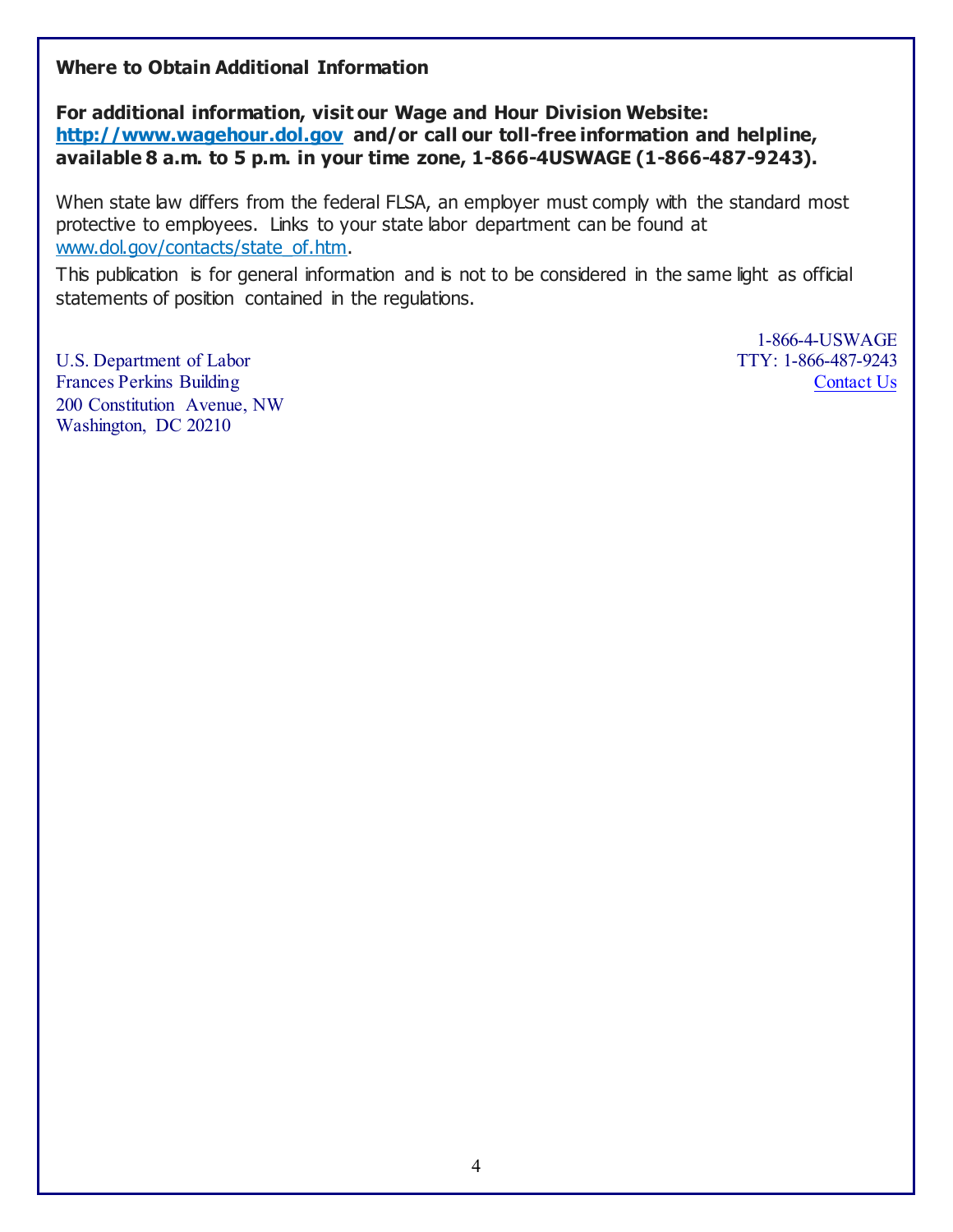## Where to Obtain Additional Information

**For additional information, visit our Wage and Hour Division Website: http://www.wagehour.dol.gov and/or call our toll-free information and helpline, available 8 a.m. to 5 p.m. in your time zone, 1-866-4USWAGE (1-866-487-9243).**

When state law differs from the federal FLSA, an employer must comply with the standard most protective to employees. Links to your state labor department can be found at www.dol.gov/contacts/state_of.htm.

This publication is for general information and is not to be considered in the same light as official statements of position contained in the regulations.

U.S. Department of Labor
Frances Perkins Building
200 Constitution Avenue, NW
Washington, DC 20210

1-866-4-USWAGE
TTY: 1-866-487-9243
Contact Us